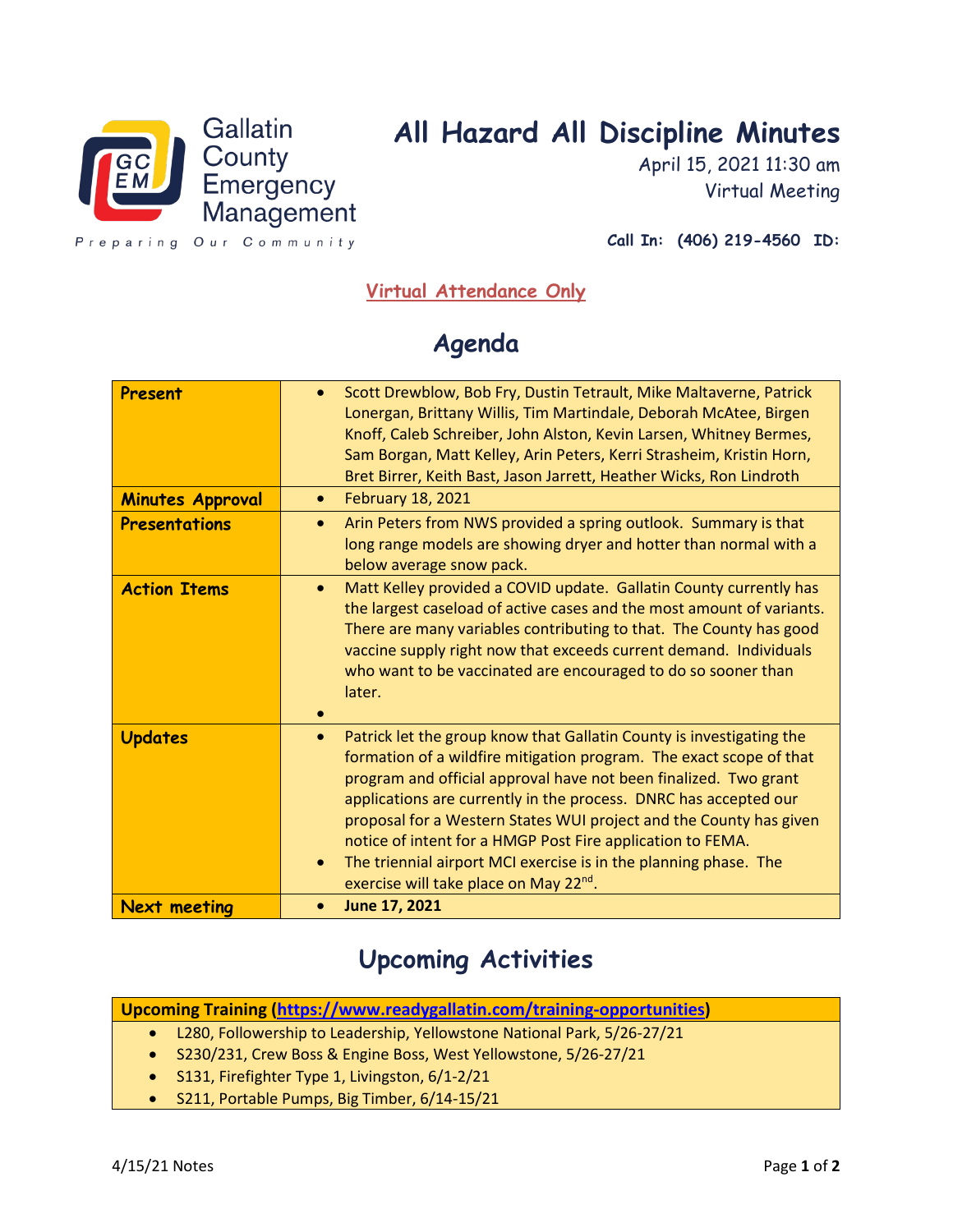Gallatin County Emergency Management

Preparing Our Community

# All Hazard All Discipline Minutes

April 15, 2021 11:30 am

Virtual Meeting

**Call In: (406) 219-4560 ID:**

**Virtual Attendance Only**

## Agenda

| | |
|---|---|
| **Present** | • Scott Drewblow, Bob Fry, Dustin Tetrault, Mike Maltaverne, Patrick Lonergan, Brittany Willis, Tim Martindale, Deborah McAtee, Birgen Knoff, Caleb Schreiber, John Alston, Kevin Larsen, Whitney Bermes, Sam Borgan, Matt Kelley, Arin Peters, Kerri Strasheim, Kristin Horn, Bret Birrer, Keith Bast, Jason Jarrett, Heather Wicks, Ron Lindroth |
| **Minutes Approval** | • February 18, 2021 |
| **Presentations** | • Arin Peters from NWS provided a spring outlook. Summary is that long range models are showing dryer and hotter than normal with a below average snow pack. |
| **Action Items** | • Matt Kelley provided a COVID update. Gallatin County currently has the largest caseload of active cases and the most amount of variants. There are many variables contributing to that. The County has good vaccine supply right now that exceeds current demand. Individuals who want to be vaccinated are encouraged to do so sooner than later.<br>• |
| **Updates** | • Patrick let the group know that Gallatin County is investigating the formation of a wildfire mitigation program. The exact scope of that program and official approval have not been finalized. Two grant applications are currently in the process. DNRC has accepted our proposal for a Western States WUI project and the County has given notice of intent for a HMGP Post Fire application to FEMA.<br>• The triennial airport MCI exercise is in the planning phase. The exercise will take place on May 22nd. |
| **Next meeting** | • **June 17, 2021** |

## Upcoming Activities

| **Upcoming Training ([https://www.readygallatin.com/training-opportunities](https://www.readygallatin.com/training-opportunities))** |
|---|
| • L280, Followership to Leadership, Yellowstone National Park, 5/26-27/21<br>• S230/231, Crew Boss & Engine Boss, West Yellowstone, 5/26-27/21<br>• S131, Firefighter Type 1, Livingston, 6/1-2/21<br>• S211, Portable Pumps, Big Timber, 6/14-15/21 |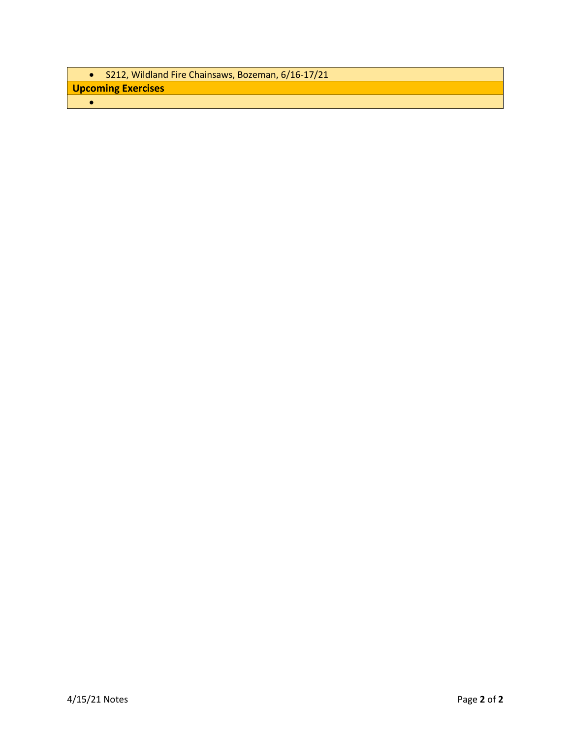- S212, Wildland Fire Chainsaws, Bozeman, 6/16-17/21

**Upcoming Exercises**

-